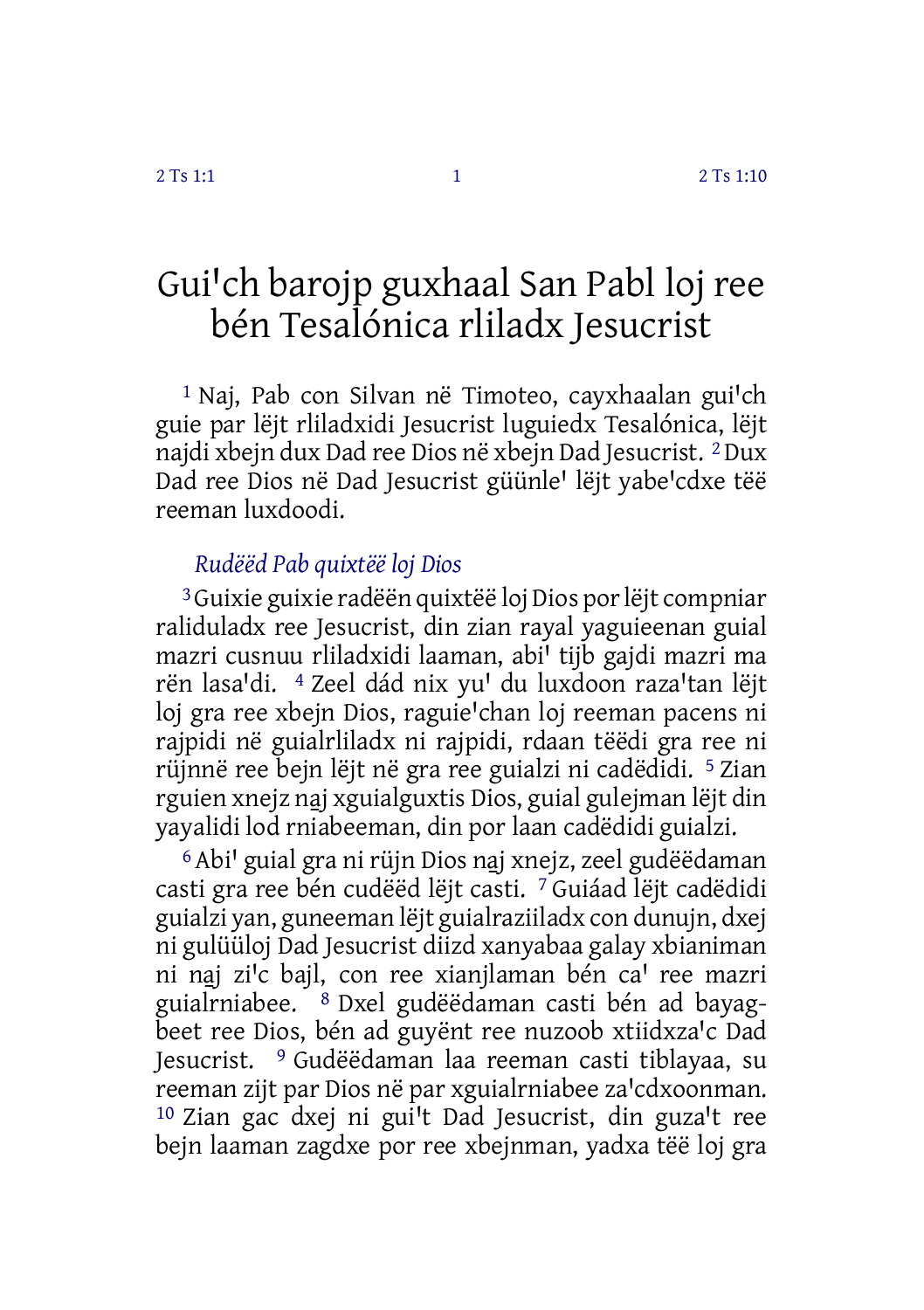# Gui'ch barojp guxhaal San Pabl loj ree bén Tesalónica rliladx Jesucrist

[1] Naj, Pab con Silvan në Timoteo, cayxhaalan gui'ch guie par lëjt rliladxidi Jesucrist luguiedx Tesalónica, lëjt najdi xbejn dux Dad ree Dios në xbejn Dad Jesucrist. [2] Dux Dad ree Dios në Dad Jesucrist güünle' lëjt yabe'cdxe tëë reeman luxdoodi.

*Rudëëd Pab quixtëë loj Dios*

[3] Guixie guixie radëën quixtëë loj Dios por lëjt compniar raliduladx ree Jesucrist, din zian rayal yaguieenan guial mazri cusnuu rliladxidi laaman, abi' tijb gajdi mazri ma rën lasa'di. [4] Zeel dád nix yu' du luxdoon raza'tan lëjt loj gra ree xbejn Dios, raguie'chan loj reeman pacens ni rajpidi në guialrliladx ni rajpidi, rdaan tëëdi gra ree ni rüjnnë ree bejn lëjt në gra ree guialzi ni cadëdidi. [5] Zian rguien xnejz naj xguialguxtis Dios, guial gulejman lëjt din yayalidi lod rniabeeman, din por laan cadëdidi guialzi.

[6] Abi' guial gra ni rüjn Dios naj xnejz, zeel gudëëdaman casti gra ree bén cudëëd lëjt casti. [7] Guiáad lëjt cadëdidi guialzi yan, guneeman lëjt guialraziiladx con dunujn, dxej ni gulüüloj Dad Jesucrist diizd xanyabaa galay xbianiman ni naj zi'c bajl, con ree xianjlaman bén ca' ree mazri guialrniabee. [8] Dxel gudëëdaman casti bén ad bayagbeet ree Dios, bén ad guyënt ree nuzoob xtiidxza'c Dad Jesucrist. [9] Gudëëdaman laa reeman casti tiblayaa, su reeman zijt par Dios në par xguialrniabee za'cdxoonman. [10] Zian gac dxej ni gui't Dad Jesucrist, din guza't ree bejn laaman zagdxe por ree xbejnman, yadxa tëë loj gra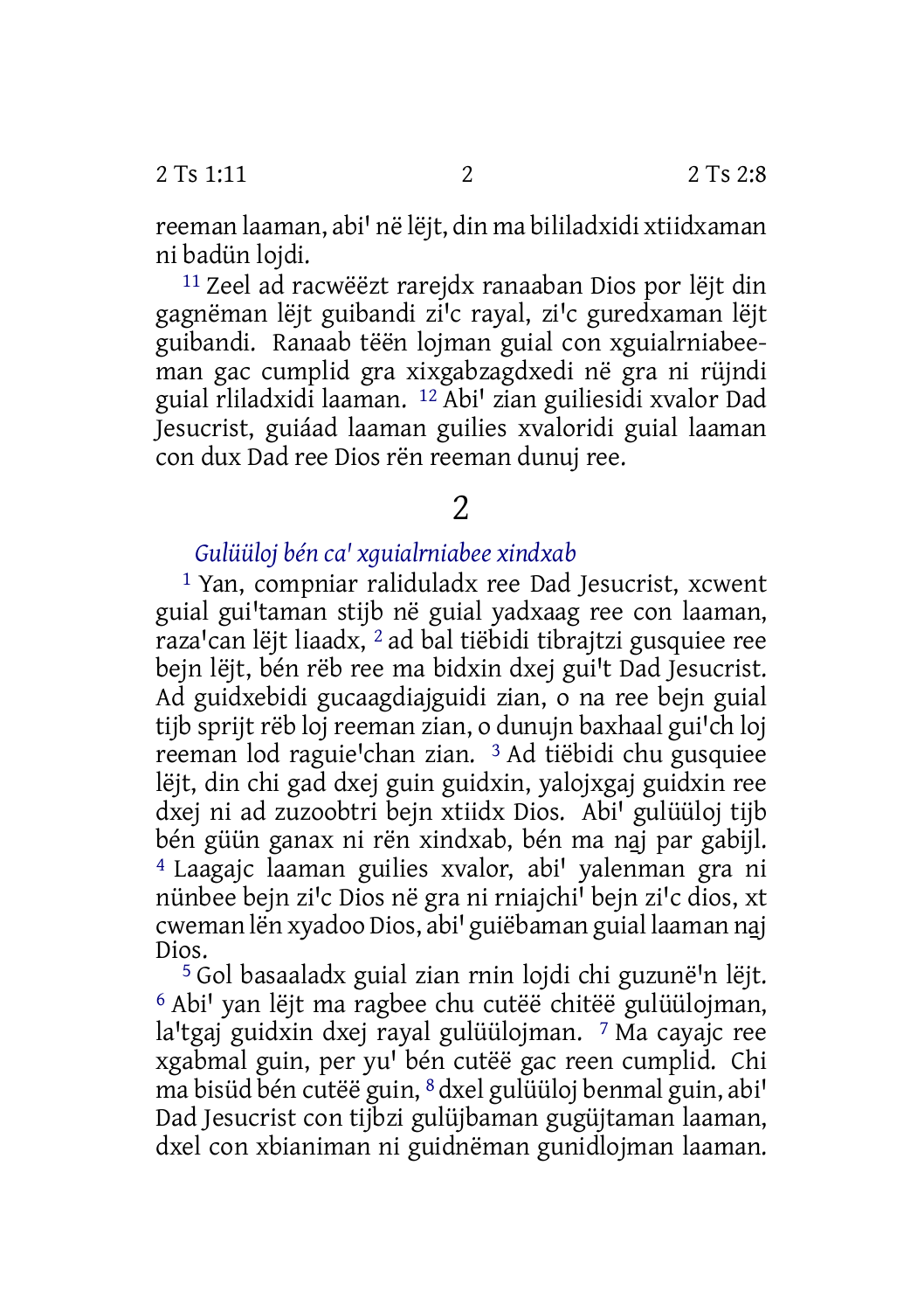reeman laaman, abi' në lëjt, din ma bililadxidi xtiidxaman ni badün lojdi.

[11] Zeel ad racwëëzt rarejdx ranaaban Dios por lëjt din gagnëman lëjt guibandi zi'c rayal, zi'c guredxaman lëjt guibandi. Ranaab tëën lojman guial con xguialrniabeeman gac cumplid gra xixgabzagdxedi në gra ni rüjndi guial rliladxidi laaman. [12] Abi' zian guiliesidi xvalor Dad Jesucrist, guiáad laaman guilies xvaloridi guial laaman con dux Dad ree Dios rën reeman dunuj ree.

# 2

## *Gulüüloj bén ca' xguialrniabee xindxab*

[1] Yan, compniar raliduladx ree Dad Jesucrist, xcwent guial gui'taman stijb në guial yadxaag ree con laaman, raza'can lëjt liaadx, [2] ad bal tiëbidi tibrajtzi gusquiee ree bejn lëjt, bén rëb ree ma bidxin dxej gui't Dad Jesucrist. Ad guidxebidi gucaagdiajguidi zian, o na ree bejn guial tijb sprijt rëb loj reeman zian, o dunujn baxhaal gui'ch loj reeman lod raguie'chan zian. [3] Ad tiëbidi chu gusquiee lëjt, din chi gad dxej guin guidxin, yalojxgaj guidxin ree dxej ni ad zuzoobtri bejn xtiidx Dios. Abi' gulüüloj tijb bén güün ganax ni rën xindxab, bén ma naj par gabijl. [4] Laagajc laaman guilies xvalor, abi' yalenman gra ni nünbee bejn zi'c Dios në gra ni rniajchi' bejn zi'c dios, xt cweman lën xyadoo Dios, abi' guiëbaman guial laaman naj Dios.

[5] Gol basaaladx guial zian rnin lojdi chi guzunë'n lëjt. [6] Abi' yan lëjt ma ragbee chu cutëë chitëë gulüülojman, la'tgaj guidxin dxej rayal gulüülojman. [7] Ma cayajc ree xgabmal guin, per yu' bén cutëë gac reen cumplid. Chi ma bisüd bén cutëë guin, [8] dxel gulüüloj benmal guin, abi' Dad Jesucrist con tijbzi gulüjbaman gugüjtaman laaman, dxel con xbianiman ni guidnëman gunidlojman laaman.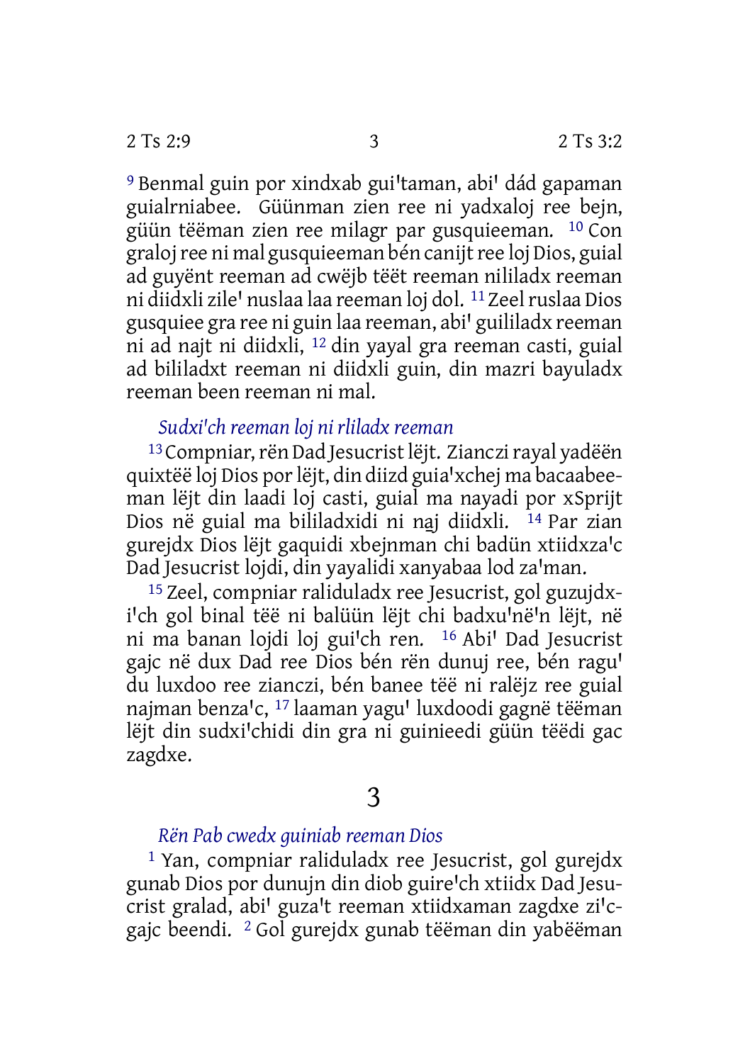[9] Benmal guin por xindxab gui'taman, abi' dád gapaman guialrniabee. Güünman zien ree ni yadxaloj ree bejn, güün tëëman zien ree milagr par gusquieeman. [10] Con graloj ree ni mal gusquieeman bén canijt ree loj Dios, guial ad guyënt reeman ad cwëjb tëët reeman nililadx reeman ni diidxli zile' nuslaa laa reeman loj dol. [11] Zeel ruslaa Dios gusquiee gra ree ni guin laa reeman, abi' guililadx reeman ni ad najt ni diidxli, [12] din yayal gra reeman casti, guial ad bililadxt reeman ni diidxli guin, din mazri bayuladx reeman been reeman ni mal.

### *Sudxi'ch reeman loj ni rliladx reeman*

[13] Compniar, rën Dad Jesucrist lëjt. Zianczi rayal yadëën quixtëë loj Dios por lëjt, din diizd guia'xchej ma bacaabeeman lëjt din laadi loj casti, guial ma nayadi por xSprijt Dios në guial ma bililadxidi ni na̱j diidxli. [14] Par zian gurejdx Dios lëjt gaquidi xbejnman chi badün xtiidxza'c Dad Jesucrist lojdi, din yayalidi xanyabaa lod za'man.

[15] Zeel, compniar raliduladx ree Jesucrist, gol guzujdxi'ch gol binal tëë ni balüün lëjt chi badxu'në'n lëjt, në ni ma banan lojdi loj gui'ch ren. [16] Abi' Dad Jesucrist gajc në dux Dad ree Dios bén rën dunuj ree, bén ragu' du luxdoo ree zianczi, bén banee tëë ni ralëjz ree guial najman benza'c, [17] laaman yagu' luxdoodi gagnë tëëman lëjt din sudxi'chidi din gra ni guinieedi güün tëëdi gac zagdxe.

## 3

### *Rën Pab cwedx guiniab reeman Dios*

[1] Yan, compniar raliduladx ree Jesucrist, gol gurejdx gunab Dios por dunujn din diob guire'ch xtiidx Dad Jesucrist gralad, abi' guza't reeman xtiidxaman zagdxe zi'cgajc beendi. [2] Gol gurejdx gunab tëëman din yabëëman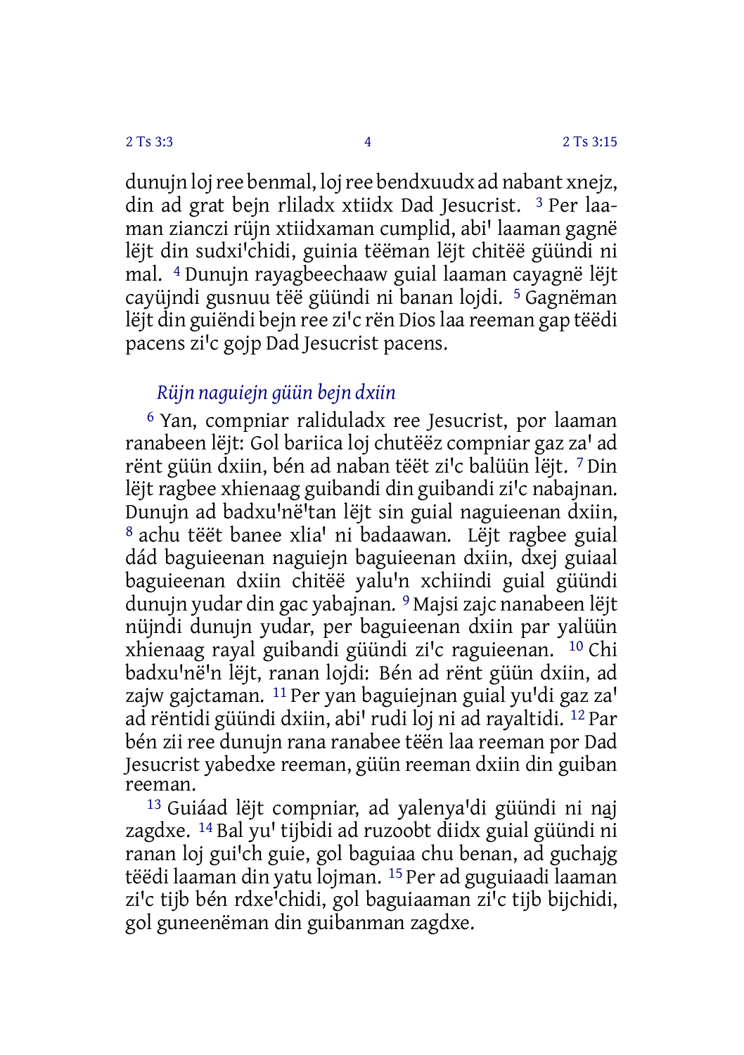dunujn loj ree benmal, loj ree bendxuudx ad nabant xnejz, din ad grat bejn rliladx xtiidx Dad Jesucrist. [3] Per laaman zianczi rüjn xtiidxaman cumplid, abi' laaman gagnë lëjt din sudxi'chidi, guinia tëëman lëjt chitëë güündi ni mal. [4] Dunujn rayagbeechaaw guial laaman cayagnë lëjt cayüjndi gusnuu tëë güündi ni banan lojdi. [5] Gagnëman lëjt din guiëndi bejn ree zi'c rën Dios laa reeman gap tëëdi pacens zi'c gojp Dad Jesucrist pacens.

*Rüjn naguiejn güün bejn dxiin*

[6] Yan, compniar raliduladx ree Jesucrist, por laaman ranabeen lëjt: Gol bariica loj chutëëz compniar gaz za' ad rënt güün dxiin, bén ad naban tëët zi'c balüün lëjt. [7] Din lëjt ragbee xhienaag guibandi din guibandi zi'c nabajnan. Dunujn ad badxu'në'tan lëjt sin guial naguieenan dxiin, [8] achu tëët banee xlia' ni badaawan. Lëjt ragbee guial dád baguieenan naguiejn baguieenan dxiin, dxej guiaal baguieenan dxiin chitëë yalu'n xchiindi guial güündi dunujn yudar din gac yabajnan. [9] Majsi zajc nanabeen lëjt nüjndi dunujn yudar, per baguieenan dxiin par yalüün xhienaag rayal guibandi güündi zi'c raguieenan. [10] Chi badxu'në'n lëjt, ranan lojdi: Bén ad rënt güün dxiin, ad zajw gajctaman. [11] Per yan baguiejnan guial yu'di gaz za' ad rëntidi güündi dxiin, abi' rudi loj ni ad rayaltidi. [12] Par bén zii ree dunujn rana ranabee tëën laa reeman por Dad Jesucrist yabedxe reeman, güün reeman dxiin din guiban reeman.

[13] Guiáad lëjt compniar, ad yalenya'di güündi ni naj zagdxe. [14] Bal yu' tijbidi ad ruzoobt diidx guial güündi ni ranan loj gui'ch guie, gol baguiaa chu benan, ad guchajg tëëdi laaman din yatu lojman. [15] Per ad guguiaadi laaman zi'c tijb bén rdxe'chidi, gol baguiaaman zi'c tijb bijchidi, gol guneenëman din guibanman zagdxe.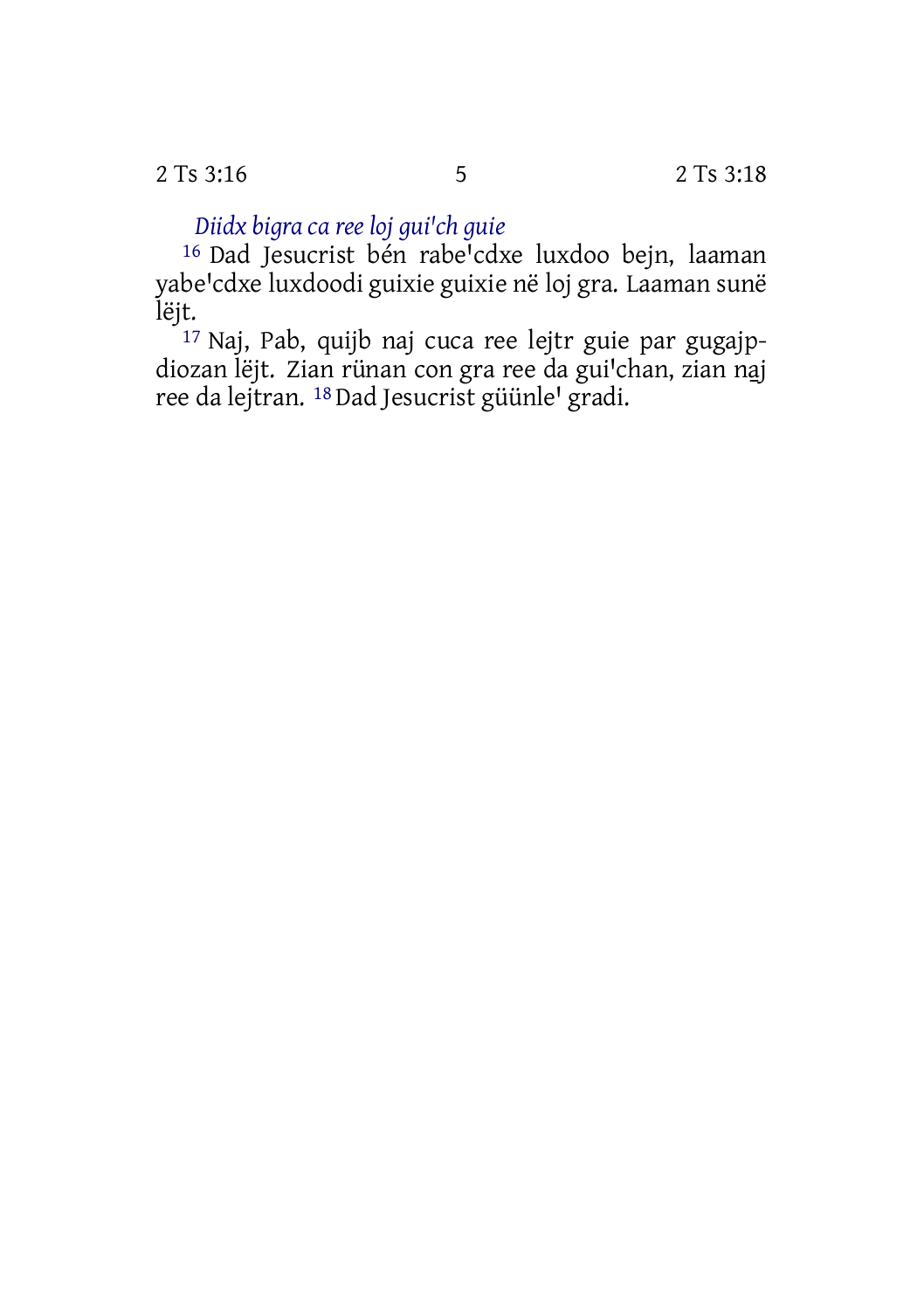*Diidx bigra ca ree loj gui'ch guie*

16 Dad Jesucrist bén rabe'cdxe luxdoo bejn, laaman yabe'cdxe luxdoodi guixie guixie në loj gra. Laaman sunë lëjt.

17 Naj, Pab, quijb naj cuca ree lejtr guie par gugajpdiozan lëjt. Zian rünan con gra ree da gui'chan, zian naj ree da lejtran. 18 Dad Jesucrist güünle' gradi.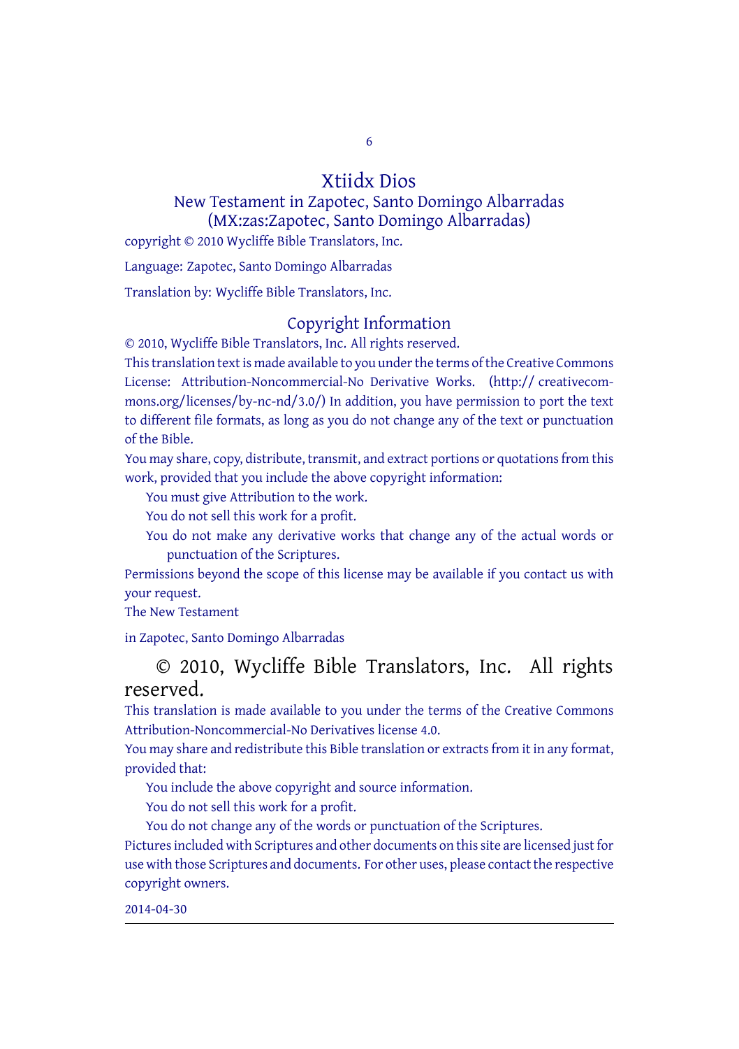# Xtiidx Dios

## New Testament in Zapotec, Santo Domingo Albarradas (MX:zas:Zapotec, Santo Domingo Albarradas)

copyright © 2010 Wycliffe Bible Translators, Inc.

Language: Zapotec, Santo Domingo Albarradas

Translation by: Wycliffe Bible Translators, Inc.

## Copyright Information

© 2010, Wycliffe Bible Translators, Inc. All rights reserved.

This translation text is made available to you under the terms of the Creative Commons License: Attribution-Noncommercial-No Derivative Works. (http:// creativecommons.org/licenses/by-nc-nd/3.0/) In addition, you have permission to port the text to different file formats, as long as you do not change any of the text or punctuation of the Bible.

You may share, copy, distribute, transmit, and extract portions or quotations from this work, provided that you include the above copyright information:

You must give Attribution to the work.

You do not sell this work for a profit.

You do not make any derivative works that change any of the actual words or punctuation of the Scriptures.

Permissions beyond the scope of this license may be available if you contact us with your request.

The New Testament

in Zapotec, Santo Domingo Albarradas

© 2010, Wycliffe Bible Translators, Inc. All rights reserved.

This translation is made available to you under the terms of the Creative Commons Attribution-Noncommercial-No Derivatives license 4.0.

You may share and redistribute this Bible translation or extracts from it in any format, provided that:

You include the above copyright and source information.

You do not sell this work for a profit.

You do not change any of the words or punctuation of the Scriptures.

Pictures included with Scriptures and other documents on this site are licensed just for use with those Scriptures and documents. For other uses, please contact the respective copyright owners.

2014-04-30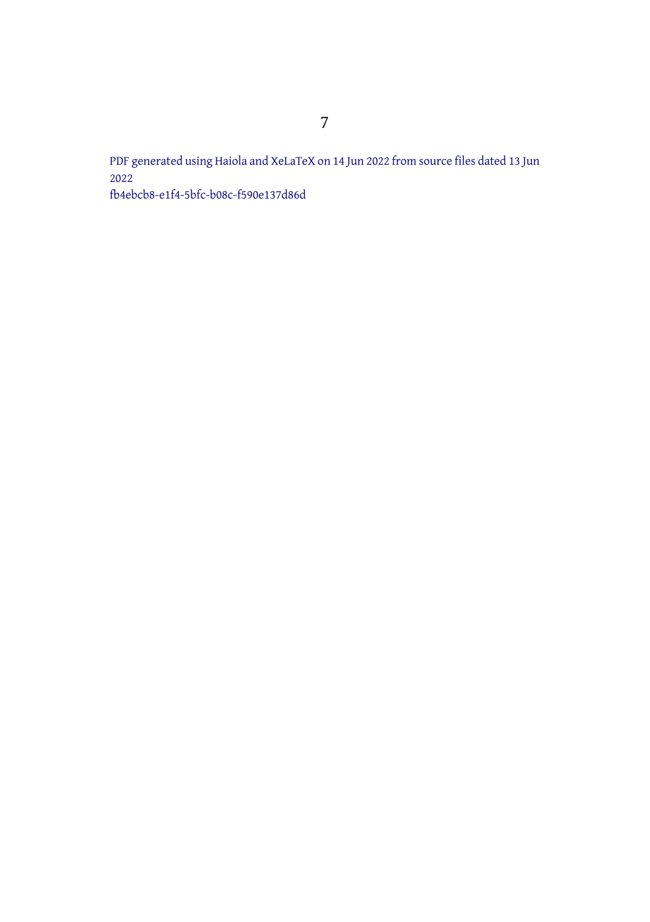PDF generated using Haiola and XeLaTeX on 14 Jun 2022 from source files dated 13 Jun 2022
fb4ebcb8-e1f4-5bfc-b08c-f590e137d86d